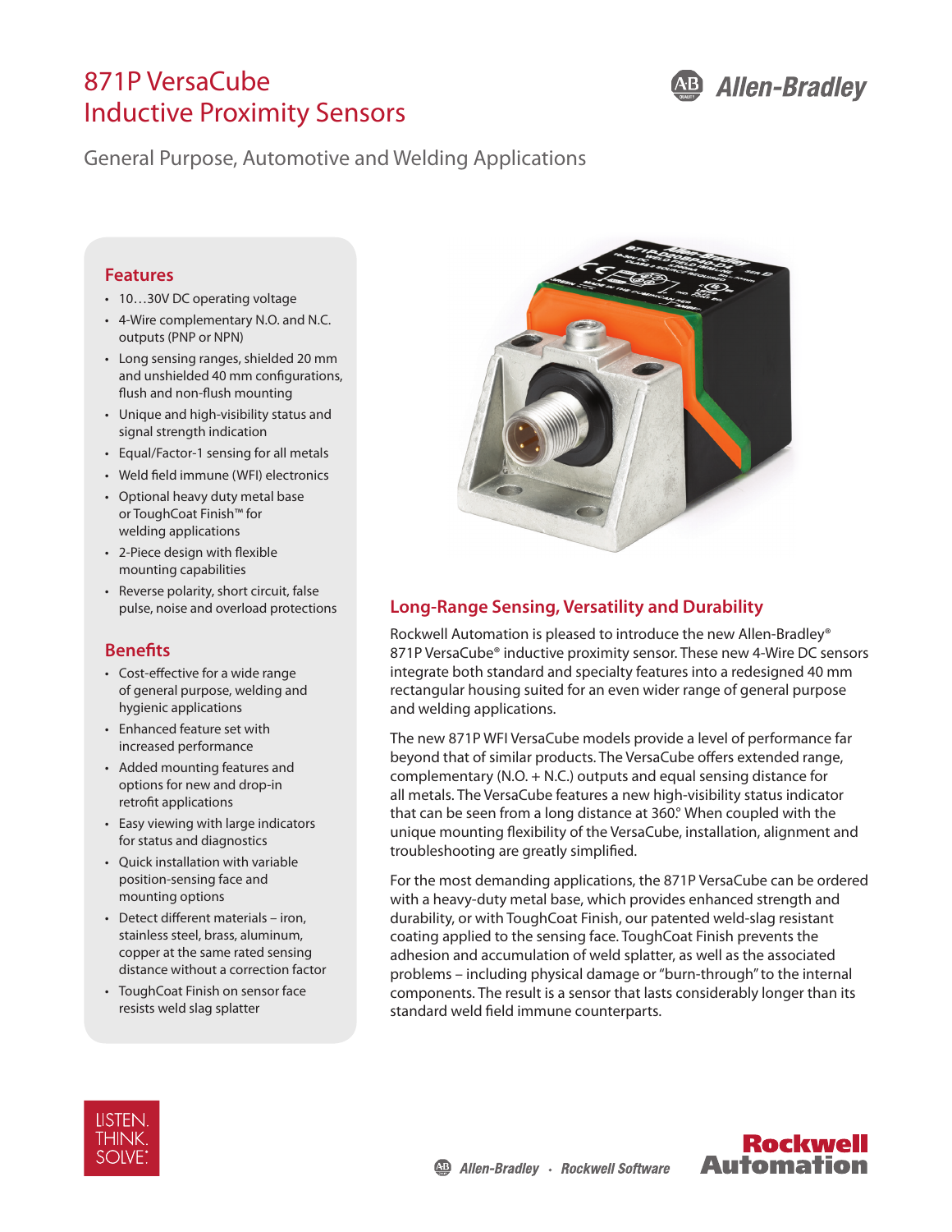# 871P VersaCube Inductive Proximity Sensors

General Purpose, Automotive and Welding Applications

## Features

- 10…30V DC operating voltage
- 4-Wire complementary N.O. and N.C. outputs (PNP or NPN)
- Long sensing ranges, shielded 20 mm and unshielded 40 mm configurations, flush and non-flush mounting
- Unique and high-visibility status and signal strength indication
- Equal/Factor-1 sensing for all metals
- Weld field immune (WFI) electronics
- Optional heavy duty metal base or ToughCoat Finish™ for welding applications
- 2-Piece design with flexible mounting capabilities
- Reverse polarity, short circuit, false pulse, noise and overload protections

## Benefits

- Cost-effective for a wide range of general purpose, welding and hygienic applications
- Enhanced feature set with increased performance
- Added mounting features and options for new and drop-in retrofit applications
- Easy viewing with large indicators for status and diagnostics
- Quick installation with variable position-sensing face and mounting options
- Detect different materials – iron, stainless steel, brass, aluminum, copper at the same rated sensing distance without a correction factor
- ToughCoat Finish on sensor face resists weld slag splatter

## Long-Range Sensing, Versatility and Durability

Rockwell Automation is pleased to introduce the new Allen-Bradley® 871P VersaCube® inductive proximity sensor. These new 4-Wire DC sensors integrate both standard and specialty features into a redesigned 40 mm rectangular housing suited for an even wider range of general purpose and welding applications.

The new 871P WFI VersaCube models provide a level of performance far beyond that of similar products. The VersaCube offers extended range, complementary (N.O. + N.C.) outputs and equal sensing distance for all metals. The VersaCube features a new high-visibility status indicator that can be seen from a long distance at 360°. When coupled with the unique mounting flexibility of the VersaCube, installation, alignment and troubleshooting are greatly simplified.

For the most demanding applications, the 871P VersaCube can be ordered with a heavy-duty metal base, which provides enhanced strength and durability, or with ToughCoat Finish, our patented weld-slag resistant coating applied to the sensing face. ToughCoat Finish prevents the adhesion and accumulation of weld splatter, as well as the associated problems – including physical damage or "burn-through" to the internal components. The result is a sensor that lasts considerably longer than its standard weld field immune counterparts.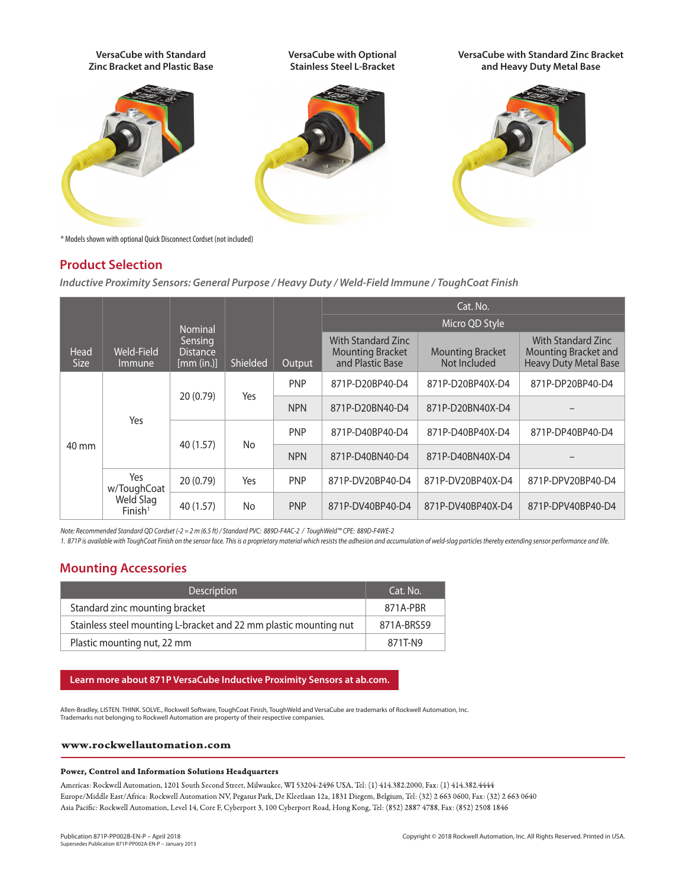VersaCube with Standard Zinc Bracket and Plastic Base

VersaCube with Optional Stainless Steel L-Bracket

VersaCube with Standard Zinc Bracket and Heavy Duty Metal Base

* Models shown with optional Quick Disconnect Cordset (not included)

## Product Selection

*Inductive Proximity Sensors: General Purpose / Heavy Duty / Weld-Field Immune / ToughCoat Finish*

| Head Size | Weld-Field Immune | Nominal Sensing Distance [mm (in.)] | Shielded | Output | Cat. No. Micro QD Style With Standard Zinc Mounting Bracket and Plastic Base | Cat. No. Micro QD Style Mounting Bracket Not Included | Cat. No. Micro QD Style With Standard Zinc Mounting Bracket and Heavy Duty Metal Base |
|---|---|---|---|---|---|---|---|
| 40 mm | Yes | 20 (0.79) | Yes | PNP | 871P-D20BP40-D4 | 871P-D20BP40X-D4 | 871P-DP20BP40-D4 |
| | | | | NPN | 871P-D20BN40-D4 | 871P-D20BN40X-D4 | – |
| | | 40 (1.57) | No | PNP | 871P-D40BP40-D4 | 871P-D40BP40X-D4 | 871P-DP40BP40-D4 |
| | | | | NPN | 871P-D40BN40-D4 | 871P-D40BN40X-D4 | – |
| | Yes w/ToughCoat Weld Slag Finish[1] | 20 (0.79) | Yes | PNP | 871P-DV20BP40-D4 | 871P-DV20BP40X-D4 | 871P-DPV20BP40-D4 |
| | | 40 (1.57) | No | PNP | 871P-DV40BP40-D4 | 871P-DV40BP40X-D4 | 871P-DPV40BP40-D4 |

*Note: Recommended Standard QD Cordset (-2 = 2 m (6.5 ft) / Standard PVC: 889D-F4AC-2 / ToughWeld™ CPE: 889D-F4WE-2*

*1. 871P is available with ToughCoat Finish on the sensor face. This is a proprietary material which resists the adhesion and accumulation of weld-slag particles thereby extending sensor performance and life.*

## Mounting Accessories

| Description | Cat. No. |
|---|---|
| Standard zinc mounting bracket | 871A-PBR |
| Stainless steel mounting L-bracket and 22 mm plastic mounting nut | 871A-BRS59 |
| Plastic mounting nut, 22 mm | 871T-N9 |

**Learn more about 871P VersaCube Inductive Proximity Sensors at ab.com.**

Allen-Bradley, LISTEN. THINK. SOLVE., Rockwell Software, ToughCoat Finish, ToughWeld and VersaCube are trademarks of Rockwell Automation, Inc.
Trademarks not belonging to Rockwell Automation are property of their respective companies.

**www.rockwellautomation.com**

**Power, Control and Information Solutions Headquarters**

Americas: Rockwell Automation, 1201 South Second Street, Milwaukee, WI 53204-2496 USA, Tel: (1) 414.382.2000, Fax: (1) 414.382.4444
Europe/Middle East/Africa: Rockwell Automation NV, Pegasus Park, De Kleetlaan 12a, 1831 Diegem, Belgium, Tel: (32) 2 663 0600, Fax: (32) 2 663 0640
Asia Pacific: Rockwell Automation, Level 14, Core F, Cyberport 3, 100 Cyberport Road, Hong Kong, Tel: (852) 2887 4788, Fax: (852) 2508 1846

Publication 871P-PP002B-EN-P – April 2018
Supersedes Publication 871P-PP002A-EN-P – January 2013

Copyright © 2018 Rockwell Automation, Inc. All Rights Reserved. Printed in USA.